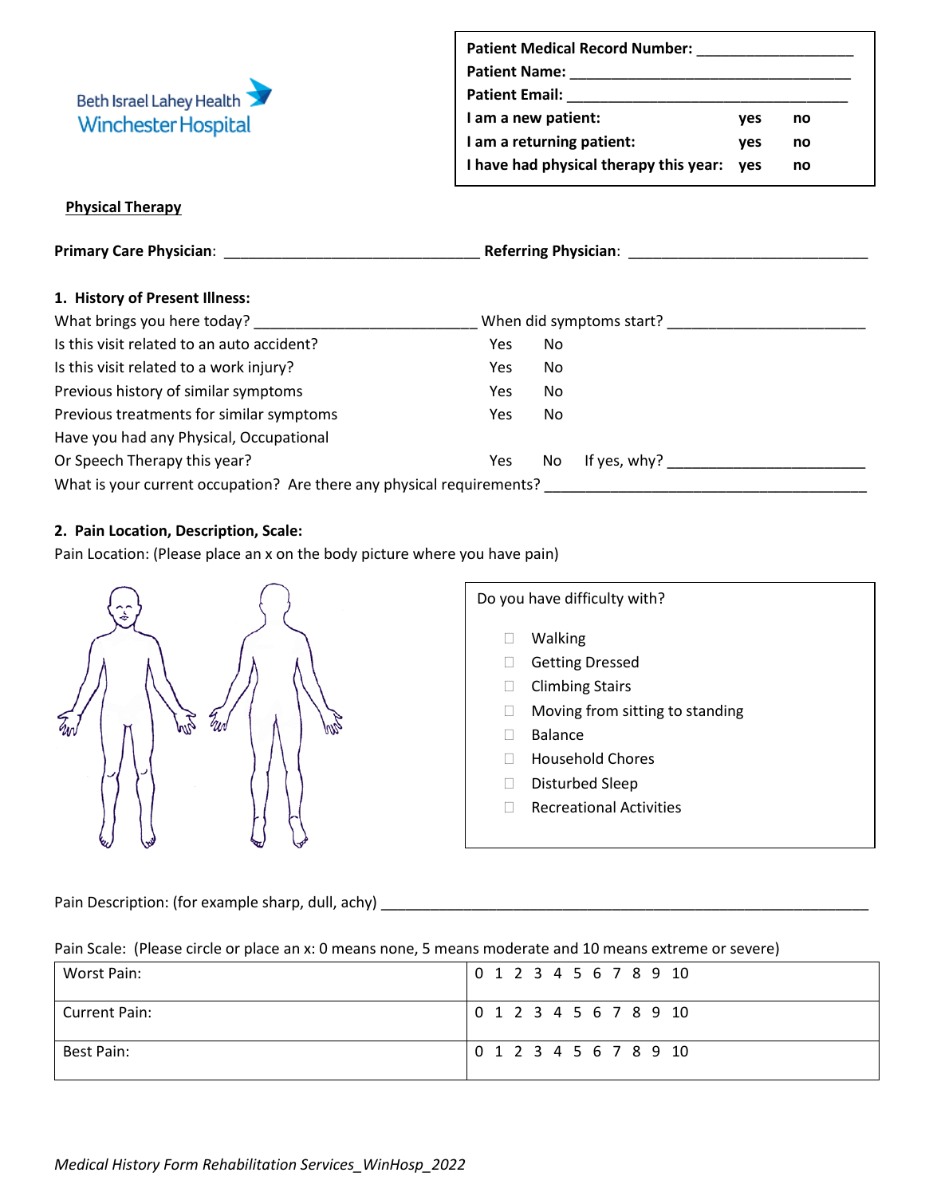Beth Israel Lahey Health
Winchester Hospital

| | | |
|---|---|---|
| **Patient Medical Record Number:** ___________________ | | |
| **Patient Name:** ___________________________________ | | |
| **Patient Email:** ___________________________________ | | |
| **I am a new patient:** | **yes** | **no** |
| **I am a returning patient:** | **yes** | **no** |
| **I have had physical therapy this year:** | **yes** | **no** |

**Physical Therapy**

**Primary Care Physician**: _______________________________ **Referring Physician**: _____________________________

**1. History of Present Illness:**

What brings you here today? ___________________________ When did symptoms start? ________________________

| | | | |
|---|---|---|---|
| Is this visit related to an auto accident? | Yes | No | |
| Is this visit related to a work injury? | Yes | No | |
| Previous history of similar symptoms | Yes | No | |
| Previous treatments for similar symptoms | Yes | No | |
| Have you had any Physical, Occupational Or Speech Therapy this year? | Yes | No | If yes, why? ________________________ |

What is your current occupation? Are there any physical requirements? ________________________________________

**2. Pain Location, Description, Scale:**

Pain Location: (Please place an x on the body picture where you have pain)

Do you have difficulty with?

- ☐ Walking
- ☐ Getting Dressed
- ☐ Climbing Stairs
- ☐ Moving from sitting to standing
- ☐ Balance
- ☐ Household Chores
- ☐ Disturbed Sleep
- ☐ Recreational Activities

Pain Description: (for example sharp, dull, achy) ____________________________________________________________

Pain Scale: (Please circle or place an x: 0 means none, 5 means moderate and 10 means extreme or severe)

| | |
|---|---|
| Worst Pain: | 0 1 2 3 4 5 6 7 8 9 10 |
| Current Pain: | 0 1 2 3 4 5 6 7 8 9 10 |
| Best Pain: | 0 1 2 3 4 5 6 7 8 9 10 |

*Medical History Form Rehabilitation Services_WinHosp_2022*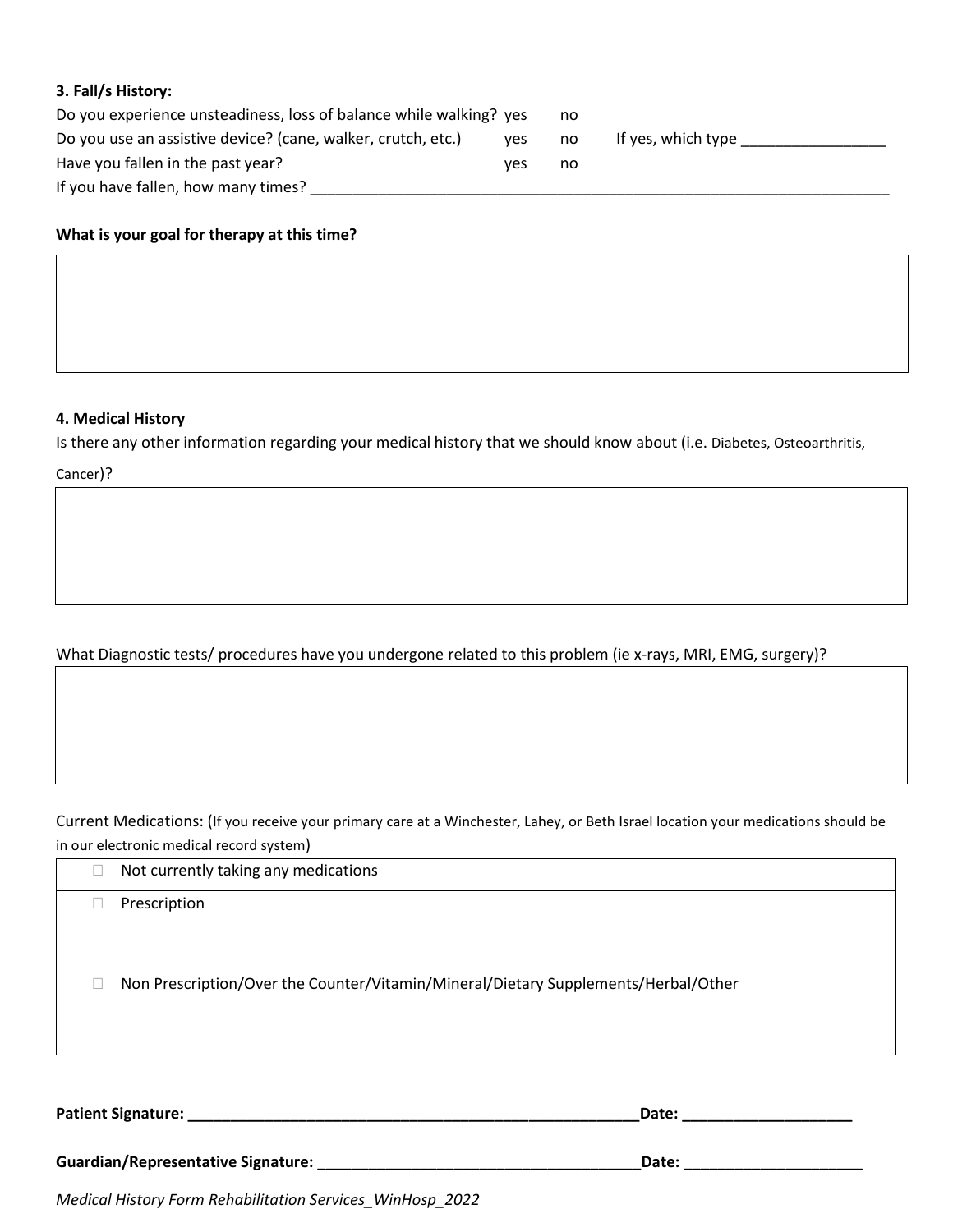**3. Fall/s History:**

Do you experience unsteadiness, loss of balance while walking? yes no

Do you use an assistive device? (cane, walker, crutch, etc.) yes no If yes, which type _________________

Have you fallen in the past year? yes no

If you have fallen, how many times? _______________________________________________________________________

**What is your goal for therapy at this time?**

| |
|---|
| |

**4. Medical History**

Is there any other information regarding your medical history that we should know about (i.e. Diabetes, Osteoarthritis, Cancer)?

| |
|---|
| |

What Diagnostic tests/ procedures have you undergone related to this problem (ie x-rays, MRI, EMG, surgery)?

| |
|---|
| |

Current Medications: (If you receive your primary care at a Winchester, Lahey, or Beth Israel location your medications should be in our electronic medical record system)

| |
|---|
| ☐ Not currently taking any medications |
| ☐ Prescription |
| ☐ Non Prescription/Over the Counter/Vitamin/Mineral/Dietary Supplements/Herbal/Other |

**Patient Signature: _______________________________________________________Date: ____________________**

**Guardian/Representative Signature: _______________________________________Date: _____________________**

*Medical History Form Rehabilitation Services_WinHosp_2022*